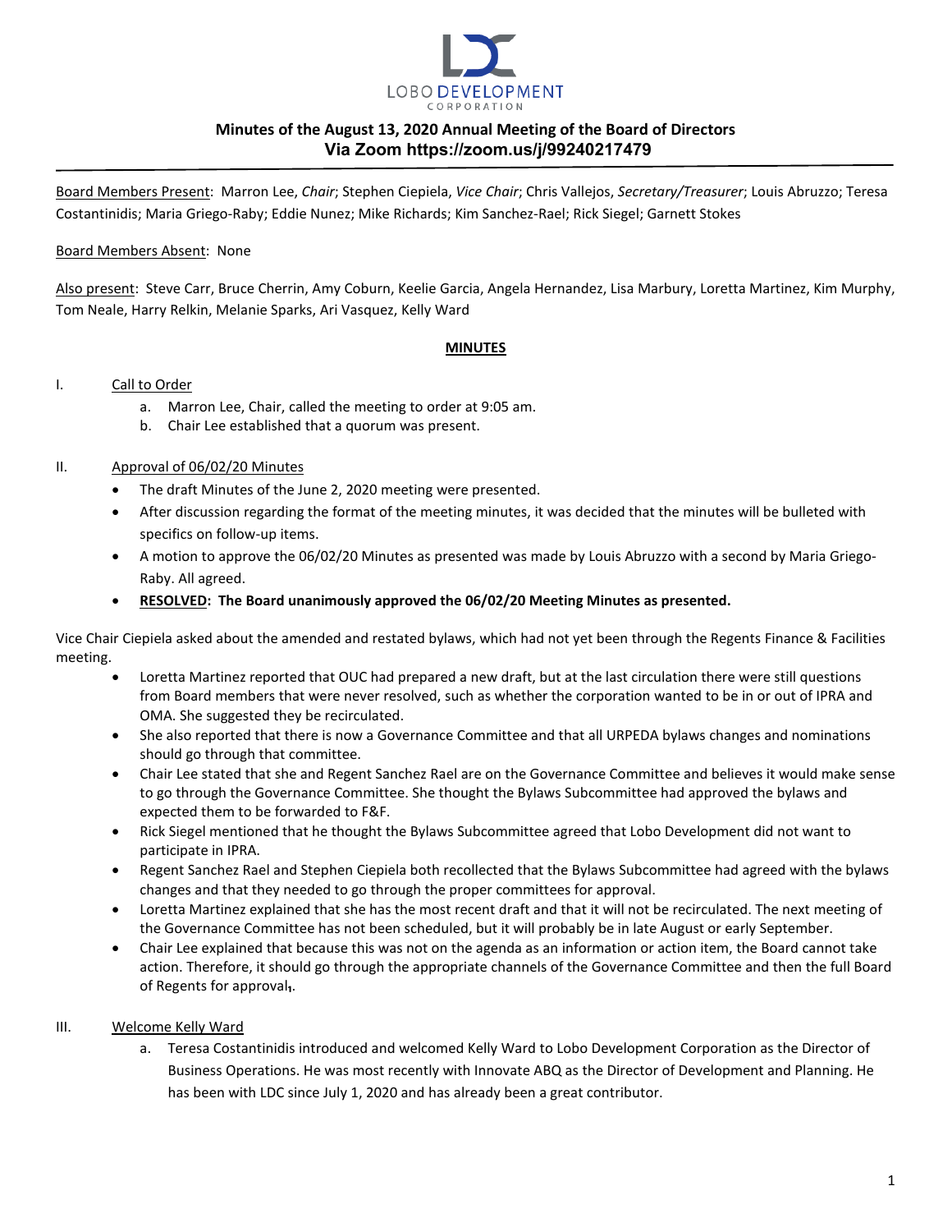LOBO DEVELOPMENT CORPORATION

## Minutes of the August 13, 2020 Annual Meeting of the Board of Directors
## Via Zoom https://zoom.us/j/99240217479

Board Members Present: Marron Lee, *Chair*; Stephen Ciepiela, *Vice Chair*; Chris Vallejos, *Secretary/Treasurer*; Louis Abruzzo; Teresa Costantinidis; Maria Griego-Raby; Eddie Nunez; Mike Richards; Kim Sanchez-Rael; Rick Siegel; Garnett Stokes

Board Members Absent: None

Also present: Steve Carr, Bruce Cherrin, Amy Coburn, Keelie Garcia, Angela Hernandez, Lisa Marbury, Loretta Martinez, Kim Murphy, Tom Neale, Harry Relkin, Melanie Sparks, Ari Vasquez, Kelly Ward

### MINUTES

I. Call to Order
   a. Marron Lee, Chair, called the meeting to order at 9:05 am.
   b. Chair Lee established that a quorum was present.

II. Approval of 06/02/20 Minutes
   - The draft Minutes of the June 2, 2020 meeting were presented.
   - After discussion regarding the format of the meeting minutes, it was decided that the minutes will be bulleted with specifics on follow-up items.
   - A motion to approve the 06/02/20 Minutes as presented was made by Louis Abruzzo with a second by Maria Griego-Raby. All agreed.
   - **RESOLVED: The Board unanimously approved the 06/02/20 Meeting Minutes as presented.**

Vice Chair Ciepiela asked about the amended and restated bylaws, which had not yet been through the Regents Finance & Facilities meeting.

- Loretta Martinez reported that OUC had prepared a new draft, but at the last circulation there were still questions from Board members that were never resolved, such as whether the corporation wanted to be in or out of IPRA and OMA. She suggested they be recirculated.
- She also reported that there is now a Governance Committee and that all URPEDA bylaws changes and nominations should go through that committee.
- Chair Lee stated that she and Regent Sanchez Rael are on the Governance Committee and believes it would make sense to go through the Governance Committee. She thought the Bylaws Subcommittee had approved the bylaws and expected them to be forwarded to F&F.
- Rick Siegel mentioned that he thought the Bylaws Subcommittee agreed that Lobo Development did not want to participate in IPRA.
- Regent Sanchez Rael and Stephen Ciepiela both recollected that the Bylaws Subcommittee had agreed with the bylaws changes and that they needed to go through the proper committees for approval.
- Loretta Martinez explained that she has the most recent draft and that it will not be recirculated. The next meeting of the Governance Committee has not been scheduled, but it will probably be in late August or early September.
- Chair Lee explained that because this was not on the agenda as an information or action item, the Board cannot take action. Therefore, it should go through the appropriate channels of the Governance Committee and then the full Board of Regents for approval.

III. Welcome Kelly Ward
   a. Teresa Costantinidis introduced and welcomed Kelly Ward to Lobo Development Corporation as the Director of Business Operations. He was most recently with Innovate ABQ as the Director of Development and Planning. He has been with LDC since July 1, 2020 and has already been a great contributor.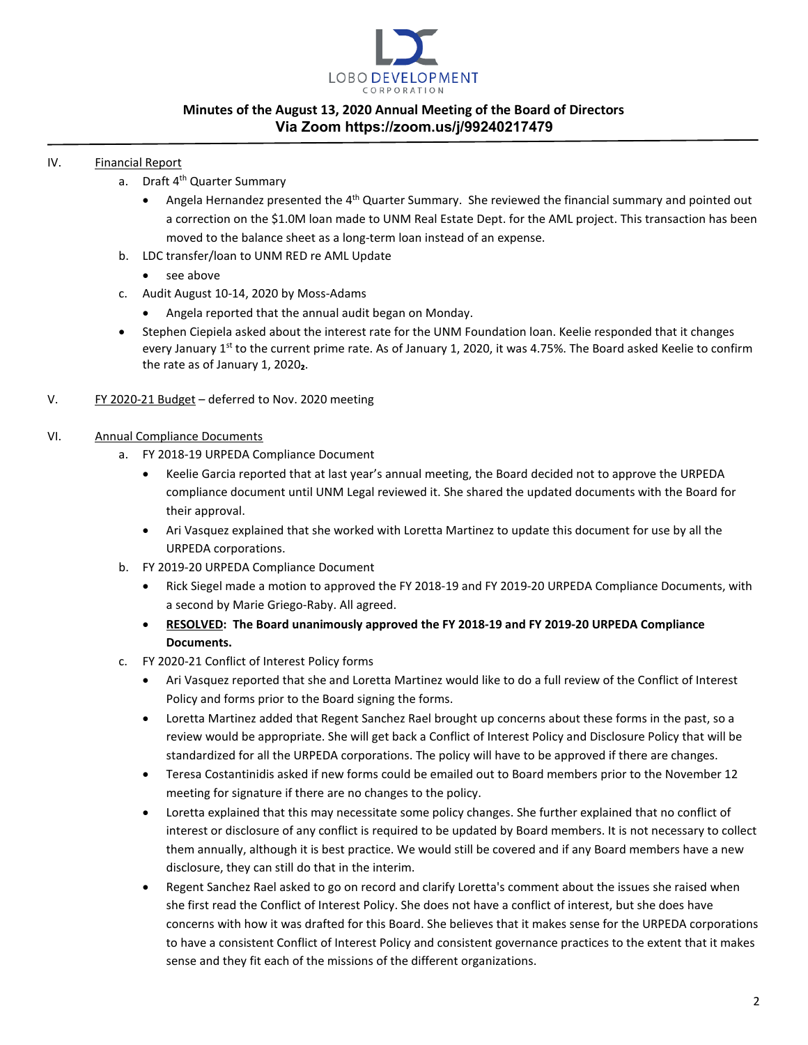LOBO DEVELOPMENT CORPORATION

**Minutes of the August 13, 2020 Annual Meeting of the Board of Directors**
**Via Zoom https://zoom.us/j/99240217479**

IV. Financial Report

a. Draft 4th Quarter Summary
   - Angela Hernandez presented the 4th Quarter Summary. She reviewed the financial summary and pointed out a correction on the $1.0M loan made to UNM Real Estate Dept. for the AML project. This transaction has been moved to the balance sheet as a long-term loan instead of an expense.

b. LDC transfer/loan to UNM RED re AML Update
   - see above

c. Audit August 10-14, 2020 by Moss-Adams
   - Angela reported that the annual audit began on Monday.

- Stephen Ciepiela asked about the interest rate for the UNM Foundation loan. Keelie responded that it changes every January 1st to the current prime rate. As of January 1, 2020, it was 4.75%. The Board asked Keelie to confirm the rate as of January 1, 2020.

V. FY 2020-21 Budget – deferred to Nov. 2020 meeting

VI. Annual Compliance Documents

a. FY 2018-19 URPEDA Compliance Document
   - Keelie Garcia reported that at last year's annual meeting, the Board decided not to approve the URPEDA compliance document until UNM Legal reviewed it. She shared the updated documents with the Board for their approval.
   - Ari Vasquez explained that she worked with Loretta Martinez to update this document for use by all the URPEDA corporations.

b. FY 2019-20 URPEDA Compliance Document
   - Rick Siegel made a motion to approved the FY 2018-19 and FY 2019-20 URPEDA Compliance Documents, with a second by Marie Griego-Raby. All agreed.
   - **RESOLVED: The Board unanimously approved the FY 2018-19 and FY 2019-20 URPEDA Compliance Documents.**

c. FY 2020-21 Conflict of Interest Policy forms
   - Ari Vasquez reported that she and Loretta Martinez would like to do a full review of the Conflict of Interest Policy and forms prior to the Board signing the forms.
   - Loretta Martinez added that Regent Sanchez Rael brought up concerns about these forms in the past, so a review would be appropriate. She will get back a Conflict of Interest Policy and Disclosure Policy that will be standardized for all the URPEDA corporations. The policy will have to be approved if there are changes.
   - Teresa Costantinidis asked if new forms could be emailed out to Board members prior to the November 12 meeting for signature if there are no changes to the policy.
   - Loretta explained that this may necessitate some policy changes. She further explained that no conflict of interest or disclosure of any conflict is required to be updated by Board members. It is not necessary to collect them annually, although it is best practice. We would still be covered and if any Board members have a new disclosure, they can still do that in the interim.
   - Regent Sanchez Rael asked to go on record and clarify Loretta's comment about the issues she raised when she first read the Conflict of Interest Policy. She does not have a conflict of interest, but she does have concerns with how it was drafted for this Board. She believes that it makes sense for the URPEDA corporations to have a consistent Conflict of Interest Policy and consistent governance practices to the extent that it makes sense and they fit each of the missions of the different organizations.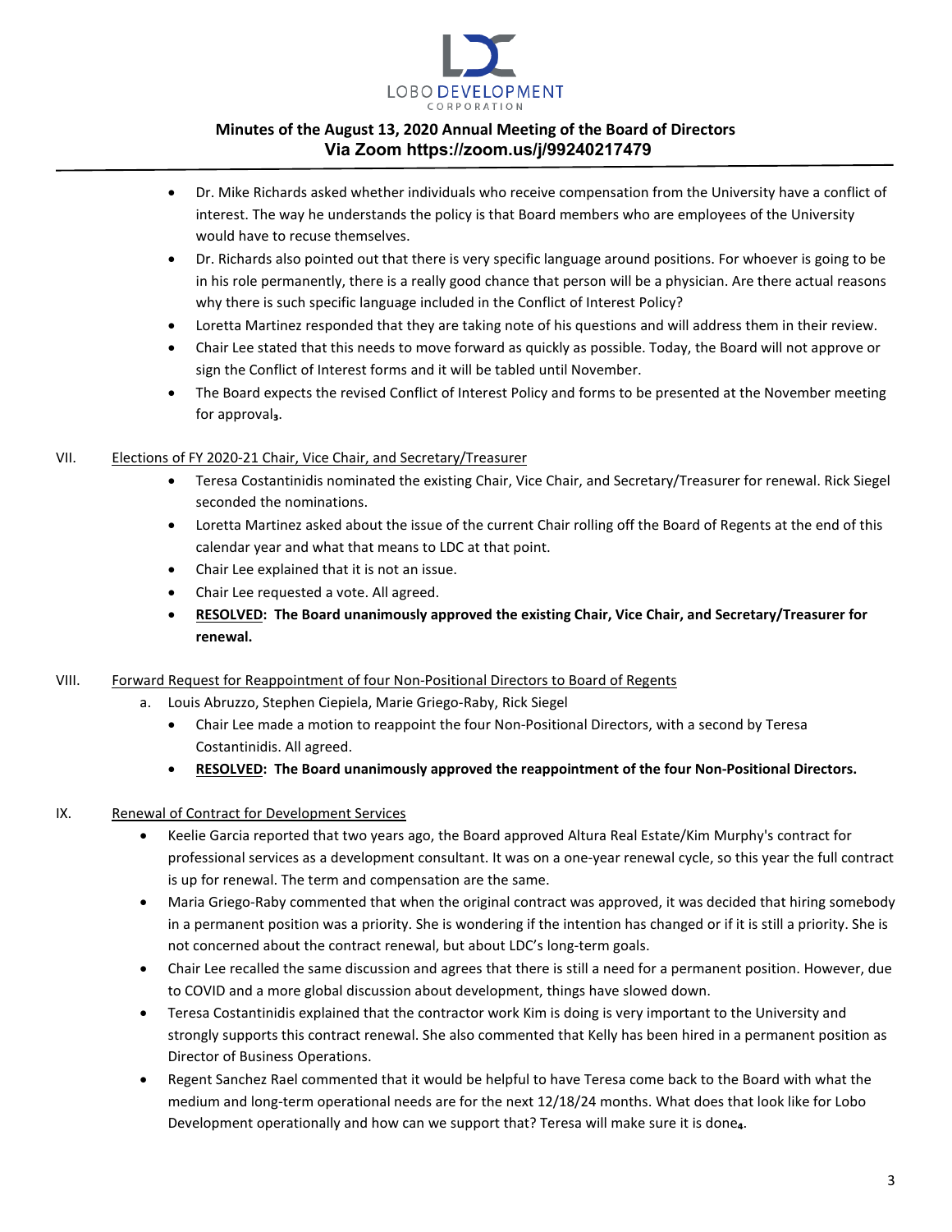- Dr. Mike Richards asked whether individuals who receive compensation from the University have a conflict of interest. The way he understands the policy is that Board members who are employees of the University would have to recuse themselves.
- Dr. Richards also pointed out that there is very specific language around positions. For whoever is going to be in his role permanently, there is a really good chance that person will be a physician. Are there actual reasons why there is such specific language included in the Conflict of Interest Policy?
- Loretta Martinez responded that they are taking note of his questions and will address them in their review.
- Chair Lee stated that this needs to move forward as quickly as possible. Today, the Board will not approve or sign the Conflict of Interest forms and it will be tabled until November.
- The Board expects the revised Conflict of Interest Policy and forms to be presented at the November meeting for approval[3].

VII. Elections of FY 2020-21 Chair, Vice Chair, and Secretary/Treasurer

- Teresa Costantinidis nominated the existing Chair, Vice Chair, and Secretary/Treasurer for renewal. Rick Siegel seconded the nominations.
- Loretta Martinez asked about the issue of the current Chair rolling off the Board of Regents at the end of this calendar year and what that means to LDC at that point.
- Chair Lee explained that it is not an issue.
- Chair Lee requested a vote. All agreed.
- **RESOLVED: The Board unanimously approved the existing Chair, Vice Chair, and Secretary/Treasurer for renewal.**

VIII. Forward Request for Reappointment of four Non-Positional Directors to Board of Regents

a. Louis Abruzzo, Stephen Ciepiela, Marie Griego-Raby, Rick Siegel

- Chair Lee made a motion to reappoint the four Non-Positional Directors, with a second by Teresa Costantinidis. All agreed.
- **RESOLVED: The Board unanimously approved the reappointment of the four Non-Positional Directors.**

IX. Renewal of Contract for Development Services

- Keelie Garcia reported that two years ago, the Board approved Altura Real Estate/Kim Murphy's contract for professional services as a development consultant. It was on a one-year renewal cycle, so this year the full contract is up for renewal. The term and compensation are the same.
- Maria Griego-Raby commented that when the original contract was approved, it was decided that hiring somebody in a permanent position was a priority. She is wondering if the intention has changed or if it is still a priority. She is not concerned about the contract renewal, but about LDC's long-term goals.
- Chair Lee recalled the same discussion and agrees that there is still a need for a permanent position. However, due to COVID and a more global discussion about development, things have slowed down.
- Teresa Costantinidis explained that the contractor work Kim is doing is very important to the University and strongly supports this contract renewal. She also commented that Kelly has been hired in a permanent position as Director of Business Operations.
- Regent Sanchez Rael commented that it would be helpful to have Teresa come back to the Board with what the medium and long-term operational needs are for the next 12/18/24 months. What does that look like for Lobo Development operationally and how can we support that? Teresa will make sure it is done[4].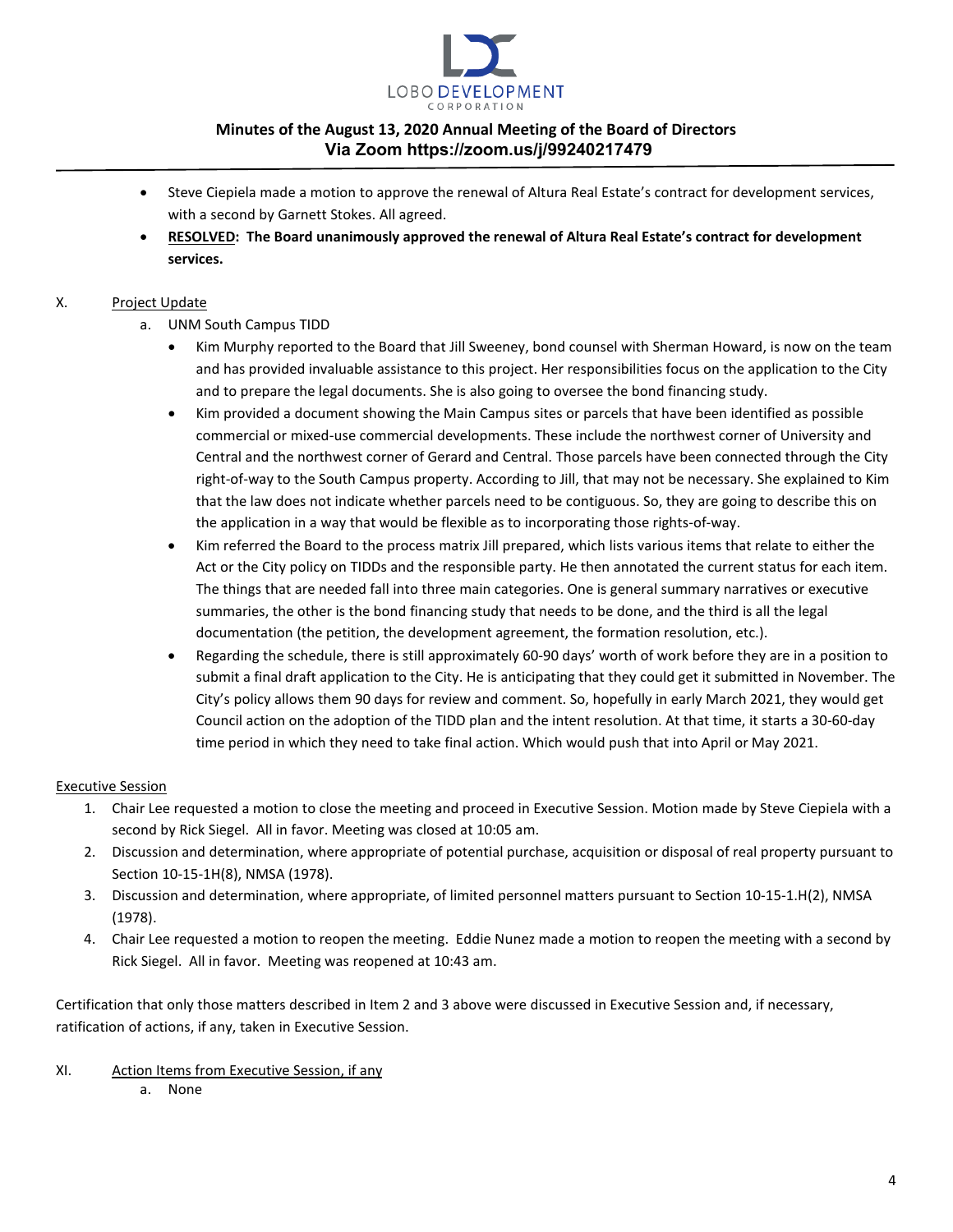- Steve Ciepiela made a motion to approve the renewal of Altura Real Estate's contract for development services, with a second by Garnett Stokes. All agreed.
- **RESOLVED: The Board unanimously approved the renewal of Altura Real Estate's contract for development services.**

X. Project Update

a. UNM South Campus TIDD

- Kim Murphy reported to the Board that Jill Sweeney, bond counsel with Sherman Howard, is now on the team and has provided invaluable assistance to this project. Her responsibilities focus on the application to the City and to prepare the legal documents. She is also going to oversee the bond financing study.
- Kim provided a document showing the Main Campus sites or parcels that have been identified as possible commercial or mixed-use commercial developments. These include the northwest corner of University and Central and the northwest corner of Gerard and Central. Those parcels have been connected through the City right-of-way to the South Campus property. According to Jill, that may not be necessary. She explained to Kim that the law does not indicate whether parcels need to be contiguous. So, they are going to describe this on the application in a way that would be flexible as to incorporating those rights-of-way.
- Kim referred the Board to the process matrix Jill prepared, which lists various items that relate to either the Act or the City policy on TIDDs and the responsible party. He then annotated the current status for each item. The things that are needed fall into three main categories. One is general summary narratives or executive summaries, the other is the bond financing study that needs to be done, and the third is all the legal documentation (the petition, the development agreement, the formation resolution, etc.).
- Regarding the schedule, there is still approximately 60-90 days' worth of work before they are in a position to submit a final draft application to the City. He is anticipating that they could get it submitted in November. The City's policy allows them 90 days for review and comment. So, hopefully in early March 2021, they would get Council action on the adoption of the TIDD plan and the intent resolution. At that time, it starts a 30-60-day time period in which they need to take final action. Which would push that into April or May 2021.

Executive Session

1. Chair Lee requested a motion to close the meeting and proceed in Executive Session. Motion made by Steve Ciepiela with a second by Rick Siegel. All in favor. Meeting was closed at 10:05 am.
2. Discussion and determination, where appropriate of potential purchase, acquisition or disposal of real property pursuant to Section 10-15-1H(8), NMSA (1978).
3. Discussion and determination, where appropriate, of limited personnel matters pursuant to Section 10-15-1.H(2), NMSA (1978).
4. Chair Lee requested a motion to reopen the meeting. Eddie Nunez made a motion to reopen the meeting with a second by Rick Siegel. All in favor. Meeting was reopened at 10:43 am.

Certification that only those matters described in Item 2 and 3 above were discussed in Executive Session and, if necessary, ratification of actions, if any, taken in Executive Session.

XI. Action Items from Executive Session, if any

a. None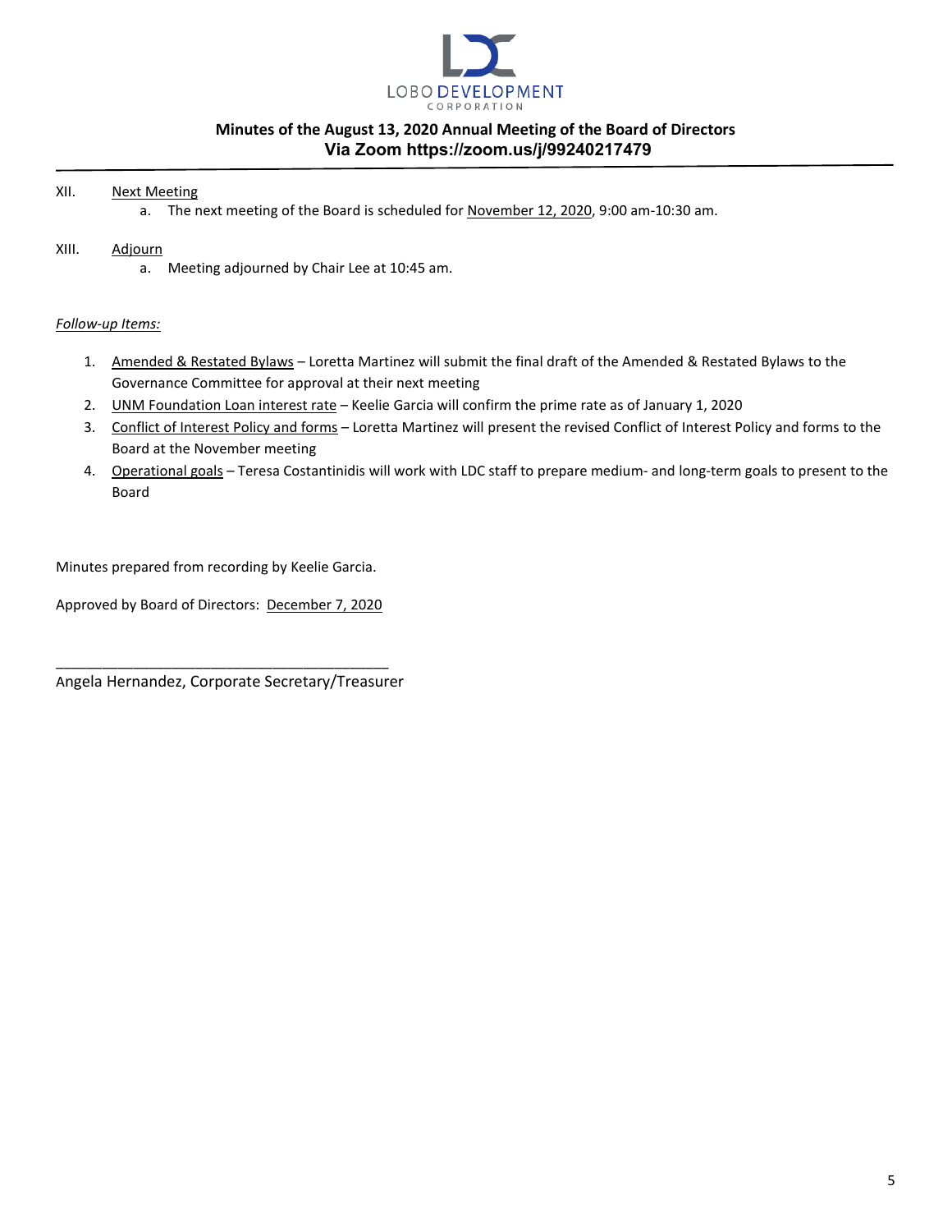LOBO DEVELOPMENT CORPORATION

**Minutes of the August 13, 2020 Annual Meeting of the Board of Directors**
**Via Zoom https://zoom.us/j/99240217479**

XII. Next Meeting

a. The next meeting of the Board is scheduled for November 12, 2020, 9:00 am-10:30 am.

XIII. Adjourn

a. Meeting adjourned by Chair Lee at 10:45 am.

*Follow-up Items:*

1. Amended & Restated Bylaws – Loretta Martinez will submit the final draft of the Amended & Restated Bylaws to the Governance Committee for approval at their next meeting
2. UNM Foundation Loan interest rate – Keelie Garcia will confirm the prime rate as of January 1, 2020
3. Conflict of Interest Policy and forms – Loretta Martinez will present the revised Conflict of Interest Policy and forms to the Board at the November meeting
4. Operational goals – Teresa Costantinidis will work with LDC staff to prepare medium- and long-term goals to present to the Board

Minutes prepared from recording by Keelie Garcia.

Approved by Board of Directors: December 7, 2020

\_\_\_\_\_\_\_\_\_\_\_\_\_\_\_\_\_\_\_\_\_\_\_\_\_\_\_\_\_\_\_\_\_\_\_\_\_\_\_\_

Angela Hernandez, Corporate Secretary/Treasurer